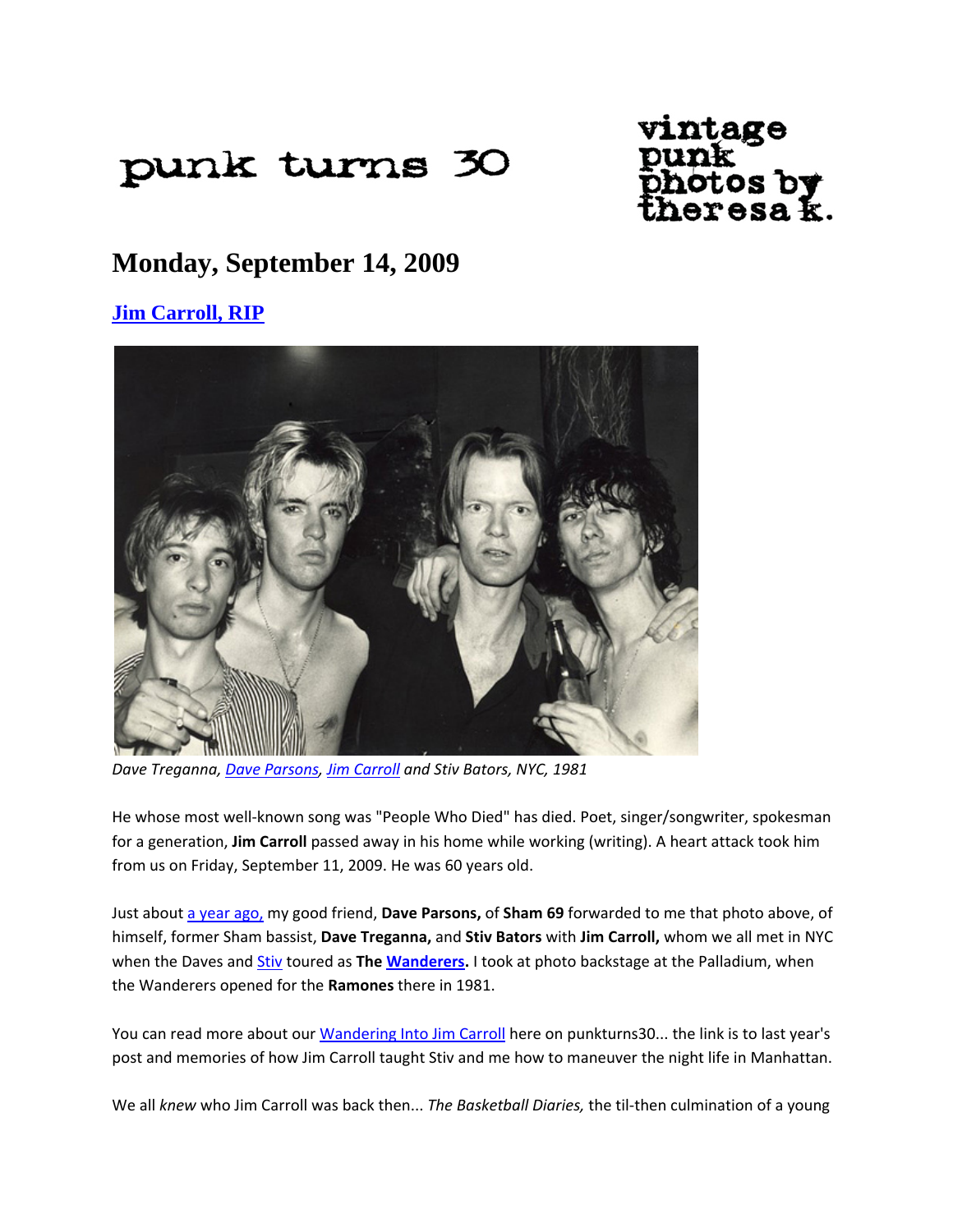punk turns 30

vintage punk photos by theresa k.

# Monday, September 14, 2009

## Jim Carroll, RIP

*Dave Treganna, Dave Parsons, Jim Carroll and Stiv Bators, NYC, 1981*

He whose most well-known song was "People Who Died" has died. Poet, singer/songwriter, spokesman for a generation, **Jim Carroll** passed away in his home while working (writing). A heart attack took him from us on Friday, September 11, 2009. He was 60 years old.

Just about a year ago, my good friend, **Dave Parsons,** of **Sham 69** forwarded to me that photo above, of himself, former Sham bassist, **Dave Treganna,** and **Stiv Bators** with **Jim Carroll,** whom we all met in NYC when the Daves and Stiv toured as **The Wanderers.** I took at photo backstage at the Palladium, when the Wanderers opened for the **Ramones** there in 1981.

You can read more about our Wandering Into Jim Carroll here on punkturns30... the link is to last year's post and memories of how Jim Carroll taught Stiv and me how to maneuver the night life in Manhattan.

We all *knew* who Jim Carroll was back then... *The Basketball Diaries,* the til-then culmination of a young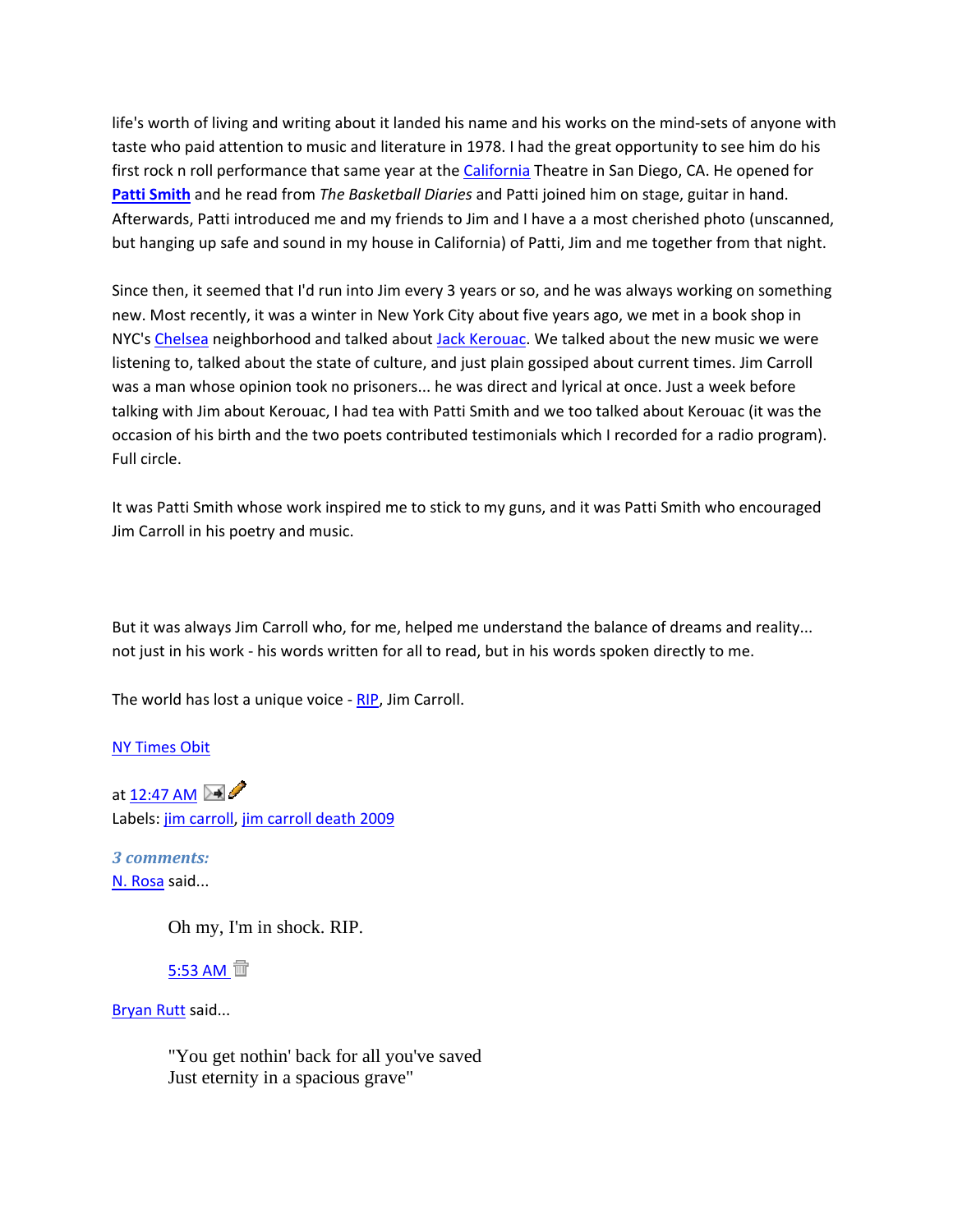life's worth of living and writing about it landed his name and his works on the mind-sets of anyone with taste who paid attention to music and literature in 1978. I had the great opportunity to see him do his first rock n roll performance that same year at the California Theatre in San Diego, CA. He opened for **Patti Smith** and he read from *The Basketball Diaries* and Patti joined him on stage, guitar in hand. Afterwards, Patti introduced me and my friends to Jim and I have a a most cherished photo (unscanned, but hanging up safe and sound in my house in California) of Patti, Jim and me together from that night.

Since then, it seemed that I'd run into Jim every 3 years or so, and he was always working on something new. Most recently, it was a winter in New York City about five years ago, we met in a book shop in NYC's Chelsea neighborhood and talked about Jack Kerouac. We talked about the new music we were listening to, talked about the state of culture, and just plain gossiped about current times. Jim Carroll was a man whose opinion took no prisoners... he was direct and lyrical at once. Just a week before talking with Jim about Kerouac, I had tea with Patti Smith and we too talked about Kerouac (it was the occasion of his birth and the two poets contributed testimonials which I recorded for a radio program). Full circle.

It was Patti Smith whose work inspired me to stick to my guns, and it was Patti Smith who encouraged Jim Carroll in his poetry and music.

But it was always Jim Carroll who, for me, helped me understand the balance of dreams and reality... not just in his work - his words written for all to read, but in his words spoken directly to me.

The world has lost a unique voice - RIP, Jim Carroll.

NY Times Obit

at 12:47 AM

Labels: jim carroll, jim carroll death 2009

***3 comments:***

N. Rosa said...

> Oh my, I'm in shock. RIP.
>
> 5:53 AM

Bryan Rutt said...

> "You get nothin' back for all you've saved
> Just eternity in a spacious grave"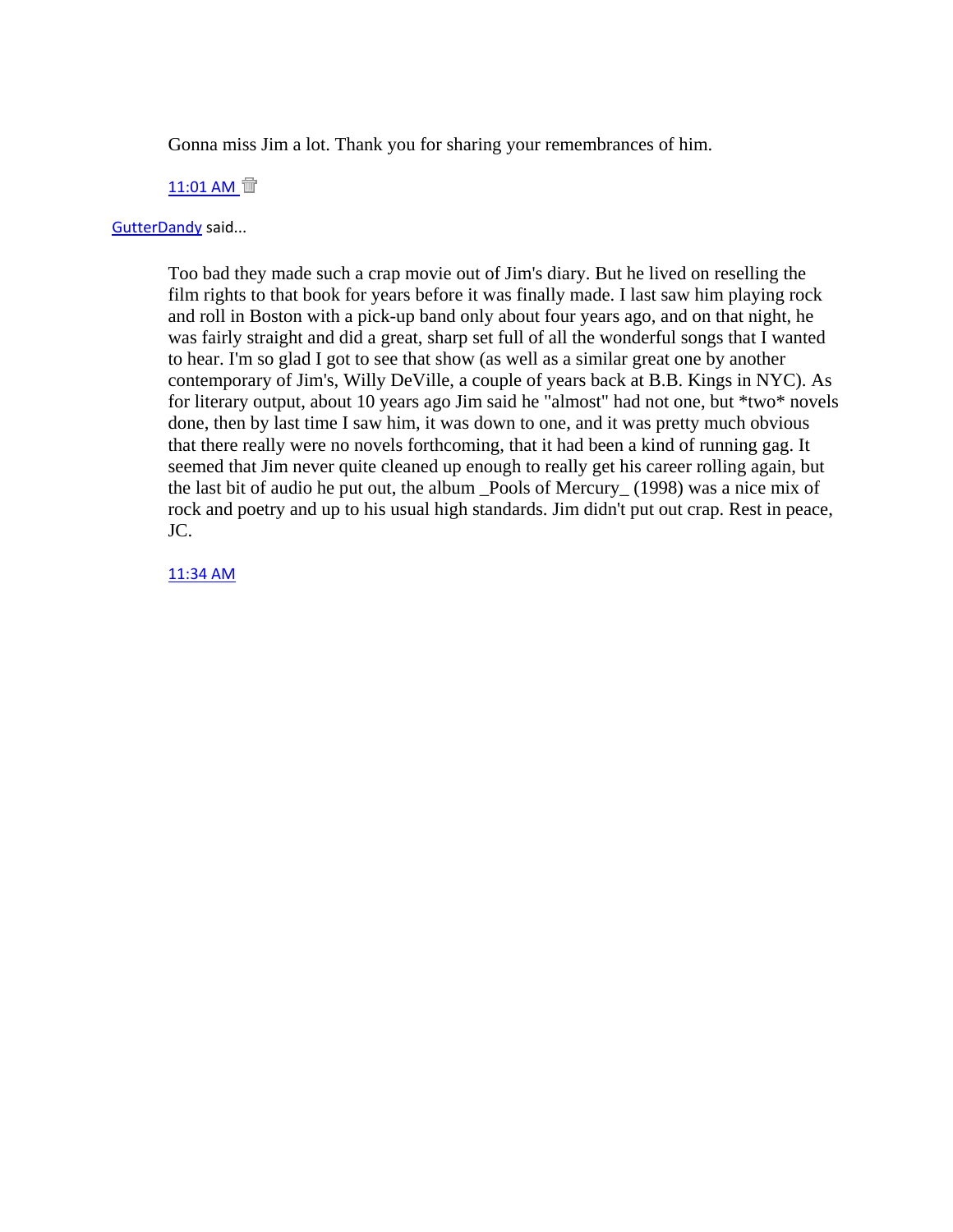Gonna miss Jim a lot. Thank you for sharing your remembrances of him.

11:01 AM

GutterDandy said...

Too bad they made such a crap movie out of Jim's diary. But he lived on reselling the film rights to that book for years before it was finally made. I last saw him playing rock and roll in Boston with a pick-up band only about four years ago, and on that night, he was fairly straight and did a great, sharp set full of all the wonderful songs that I wanted to hear. I'm so glad I got to see that show (as well as a similar great one by another contemporary of Jim's, Willy DeVille, a couple of years back at B.B. Kings in NYC). As for literary output, about 10 years ago Jim said he "almost" had not one, but *two* novels done, then by last time I saw him, it was down to one, and it was pretty much obvious that there really were no novels forthcoming, that it had been a kind of running gag. It seemed that Jim never quite cleaned up enough to really get his career rolling again, but the last bit of audio he put out, the album _Pools of Mercury_ (1998) was a nice mix of rock and poetry and up to his usual high standards. Jim didn't put out crap. Rest in peace, JC.

11:34 AM